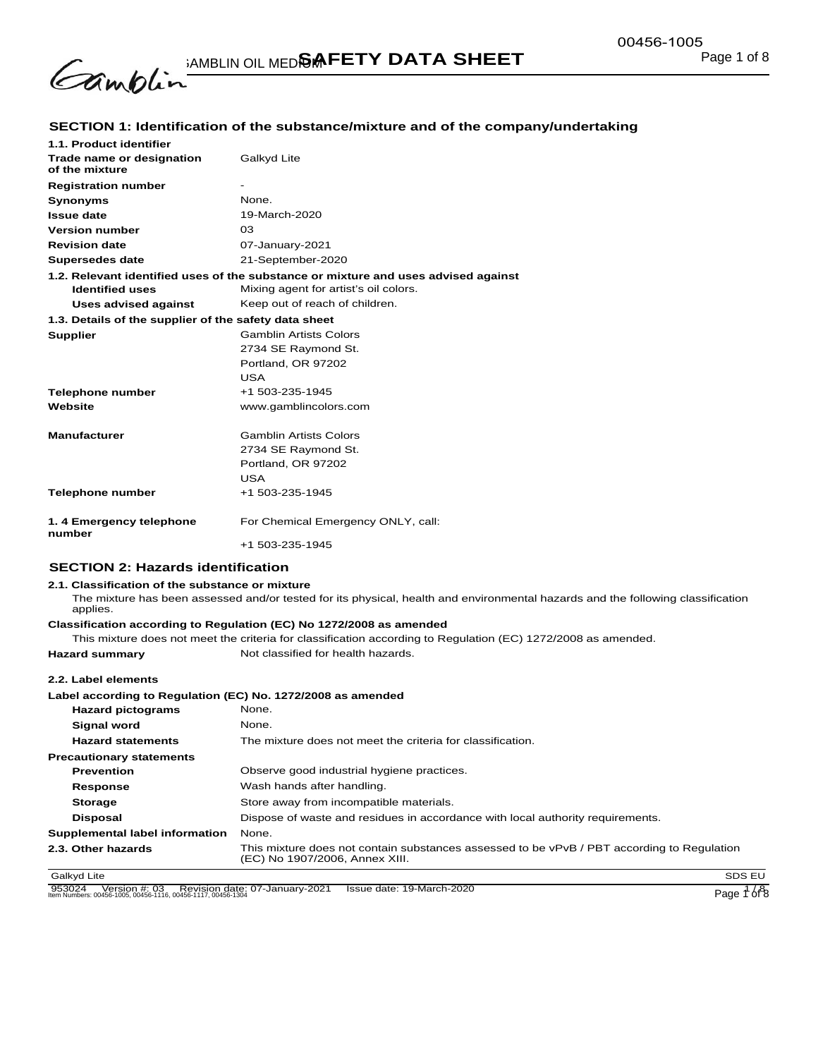## SECTION 1: Identification of the substance/mixture and of the company/undertaking

**1.1. Product identifier**

| | |
|---|---|
| **Trade name or designation of the mixture** | Galkyd Lite |
| **Registration number** | - |
| **Synonyms** | None. |
| **Issue date** | 19-March-2020 |
| **Version number** | 03 |
| **Revision date** | 07-January-2021 |
| **Supersedes date** | 21-September-2020 |

**1.2. Relevant identified uses of the substance or mixture and uses advised against**

| | |
|---|---|
| **Identified uses** | Mixing agent for artist's oil colors. |
| **Uses advised against** | Keep out of reach of children. |

**1.3. Details of the supplier of the safety data sheet**

| | |
|---|---|
| **Supplier** | Gamblin Artists Colors<br>2734 SE Raymond St.<br>Portland, OR 97202<br>USA |
| **Telephone number** | +1 503-235-1945 |
| **Website** | www.gamblincolors.com |
| **Manufacturer** | Gamblin Artists Colors<br>2734 SE Raymond St.<br>Portland, OR 97202<br>USA |
| **Telephone number** | +1 503-235-1945 |
| **1. 4 Emergency telephone number** | For Chemical Emergency ONLY, call:<br>+1 503-235-1945 |

## SECTION 2: Hazards identification

**2.1. Classification of the substance or mixture**

The mixture has been assessed and/or tested for its physical, health and environmental hazards and the following classification applies.

**Classification according to Regulation (EC) No 1272/2008 as amended**

This mixture does not meet the criteria for classification according to Regulation (EC) 1272/2008 as amended.

| | |
|---|---|
| **Hazard summary** | Not classified for health hazards. |

**2.2. Label elements**

**Label according to Regulation (EC) No. 1272/2008 as amended**

| | |
|---|---|
| **Hazard pictograms** | None. |
| **Signal word** | None. |
| **Hazard statements** | The mixture does not meet the criteria for classification. |
| **Precautionary statements** | |
| **Prevention** | Observe good industrial hygiene practices. |
| **Response** | Wash hands after handling. |
| **Storage** | Store away from incompatible materials. |
| **Disposal** | Dispose of waste and residues in accordance with local authority requirements. |
| **Supplemental label information** | None. |
| **2.3. Other hazards** | This mixture does not contain substances assessed to be vPvB / PBT according to Regulation (EC) No 1907/2006, Annex XIII. |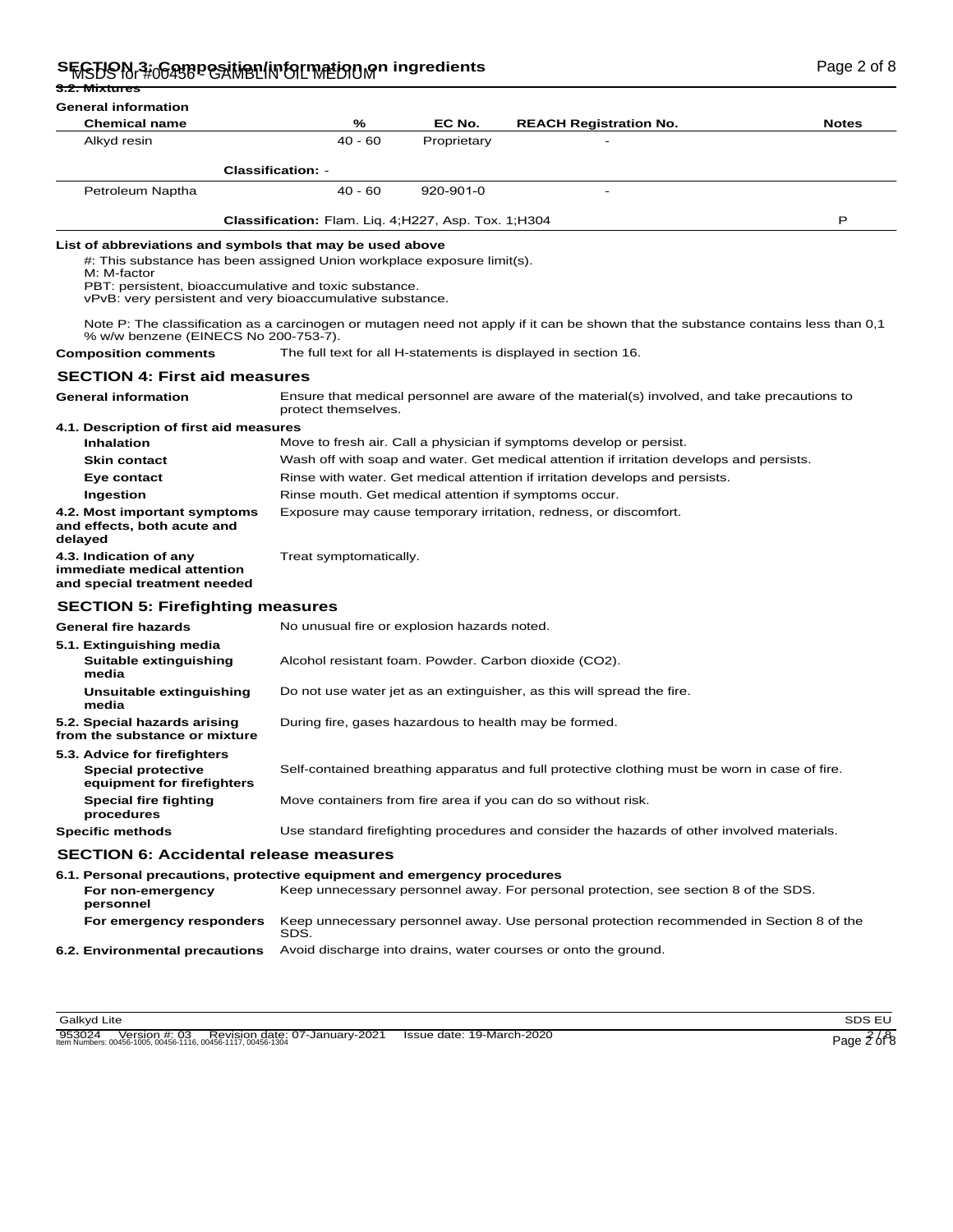## SECTION 3: Composition/information on ingredients

### 3.2. Mixtures

**General information**

| Chemical name | % | EC No. | REACH Registration No. | Notes |
|---|---|---|---|---|
| Alkyd resin | 40 - 60 | Proprietary | - | |
| | **Classification:** - | | | |
| Petroleum Naptha | 40 - 60 | 920-901-0 | - | |
| | **Classification:** Flam. Liq. 4;H227, Asp. Tox. 1;H304 | | | P |

**List of abbreviations and symbols that may be used above**

#: This substance has been assigned Union workplace exposure limit(s).
M: M-factor
PBT: persistent, bioaccumulative and toxic substance.
vPvB: very persistent and very bioaccumulative substance.

Note P: The classification as a carcinogen or mutagen need not apply if it can be shown that the substance contains less than 0,1 % w/w benzene (EINECS No 200-753-7).

**Composition comments** The full text for all H-statements is displayed in section 16.

## SECTION 4: First aid measures

**General information** Ensure that medical personnel are aware of the material(s) involved, and take precautions to protect themselves.

**4.1. Description of first aid measures**

**Inhalation** Move to fresh air. Call a physician if symptoms develop or persist.

**Skin contact** Wash off with soap and water. Get medical attention if irritation develops and persists.

**Eye contact** Rinse with water. Get medical attention if irritation develops and persists.

**Ingestion** Rinse mouth. Get medical attention if symptoms occur.

**4.2. Most important symptoms and effects, both acute and delayed** Exposure may cause temporary irritation, redness, or discomfort.

**4.3. Indication of any immediate medical attention and special treatment needed** Treat symptomatically.

## SECTION 5: Firefighting measures

**General fire hazards** No unusual fire or explosion hazards noted.

**5.1. Extinguishing media**

**Suitable extinguishing media** Alcohol resistant foam. Powder. Carbon dioxide ($CO_2$).

**Unsuitable extinguishing media** Do not use water jet as an extinguisher, as this will spread the fire.

**5.2. Special hazards arising from the substance or mixture** During fire, gases hazardous to health may be formed.

**5.3. Advice for firefighters**

**Special protective equipment for firefighters** Self-contained breathing apparatus and full protective clothing must be worn in case of fire.

**Special fire fighting procedures** Move containers from fire area if you can do so without risk.

**Specific methods** Use standard firefighting procedures and consider the hazards of other involved materials.

## SECTION 6: Accidental release measures

**6.1. Personal precautions, protective equipment and emergency procedures**

**For non-emergency personnel** Keep unnecessary personnel away. For personal protection, see section 8 of the SDS.

**For emergency responders** Keep unnecessary personnel away. Use personal protection recommended in Section 8 of the SDS.

**6.2. Environmental precautions** Avoid discharge into drains, water courses or onto the ground.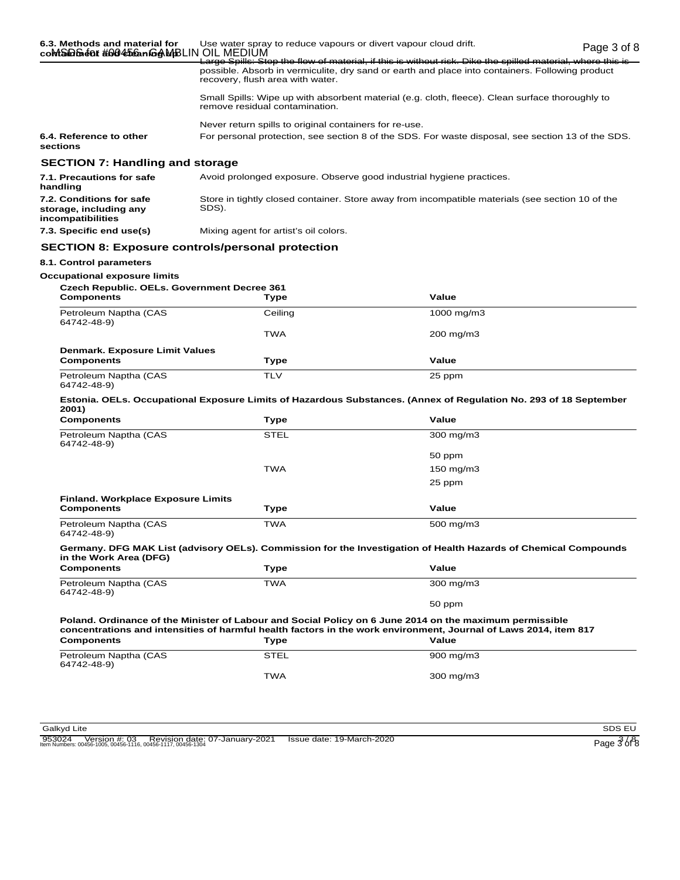**6.3. Methods and material for containment and cleaning up** Use water spray to reduce vapours or divert vapour cloud drift.

Large Spills: Stop the flow of material, if this is without risk. Dike the spilled material, where this is possible. Absorb in vermiculite, dry sand or earth and place into containers. Following product recovery, flush area with water.

Small Spills: Wipe up with absorbent material (e.g. cloth, fleece). Clean surface thoroughly to remove residual contamination.

Never return spills to original containers for re-use.

**6.4. Reference to other sections** For personal protection, see section 8 of the SDS. For waste disposal, see section 13 of the SDS.

## SECTION 7: Handling and storage

**7.1. Precautions for safe handling** Avoid prolonged exposure. Observe good industrial hygiene practices.

**7.2. Conditions for safe storage, including any incompatibilities** Store in tightly closed container. Store away from incompatible materials (see section 10 of the SDS).

**7.3. Specific end use(s)** Mixing agent for artist's oil colors.

## SECTION 8: Exposure controls/personal protection

**8.1. Control parameters**

**Occupational exposure limits**

**Czech Republic. OELs. Government Decree 361**

| Components | Type | Value |
|---|---|---|
| Petroleum Naptha (CAS 64742-48-9) | Ceiling | 1000 mg/m3 |
| | TWA | 200 mg/m3 |

**Denmark. Exposure Limit Values**

| Components | Type | Value |
|---|---|---|
| Petroleum Naptha (CAS 64742-48-9) | TLV | 25 ppm |

**Estonia. OELs. Occupational Exposure Limits of Hazardous Substances. (Annex of Regulation No. 293 of 18 September 2001)**

| Components | Type | Value |
|---|---|---|
| Petroleum Naptha (CAS 64742-48-9) | STEL | 300 mg/m3 |
| | | 50 ppm |
| | TWA | 150 mg/m3 |
| | | 25 ppm |

**Finland. Workplace Exposure Limits**

| Components | Type | Value |
|---|---|---|
| Petroleum Naptha (CAS 64742-48-9) | TWA | 500 mg/m3 |

**Germany. DFG MAK List (advisory OELs). Commission for the Investigation of Health Hazards of Chemical Compounds in the Work Area (DFG)**

| Components | Type | Value |
|---|---|---|
| Petroleum Naptha (CAS 64742-48-9) | TWA | 300 mg/m3 |
| | | 50 ppm |

**Poland. Ordinance of the Minister of Labour and Social Policy on 6 June 2014 on the maximum permissible concentrations and intensities of harmful health factors in the work environment, Journal of Laws 2014, item 817**

| Components | Type | Value |
|---|---|---|
| Petroleum Naptha (CAS 64742-48-9) | STEL | 900 mg/m3 |
| | TWA | 300 mg/m3 |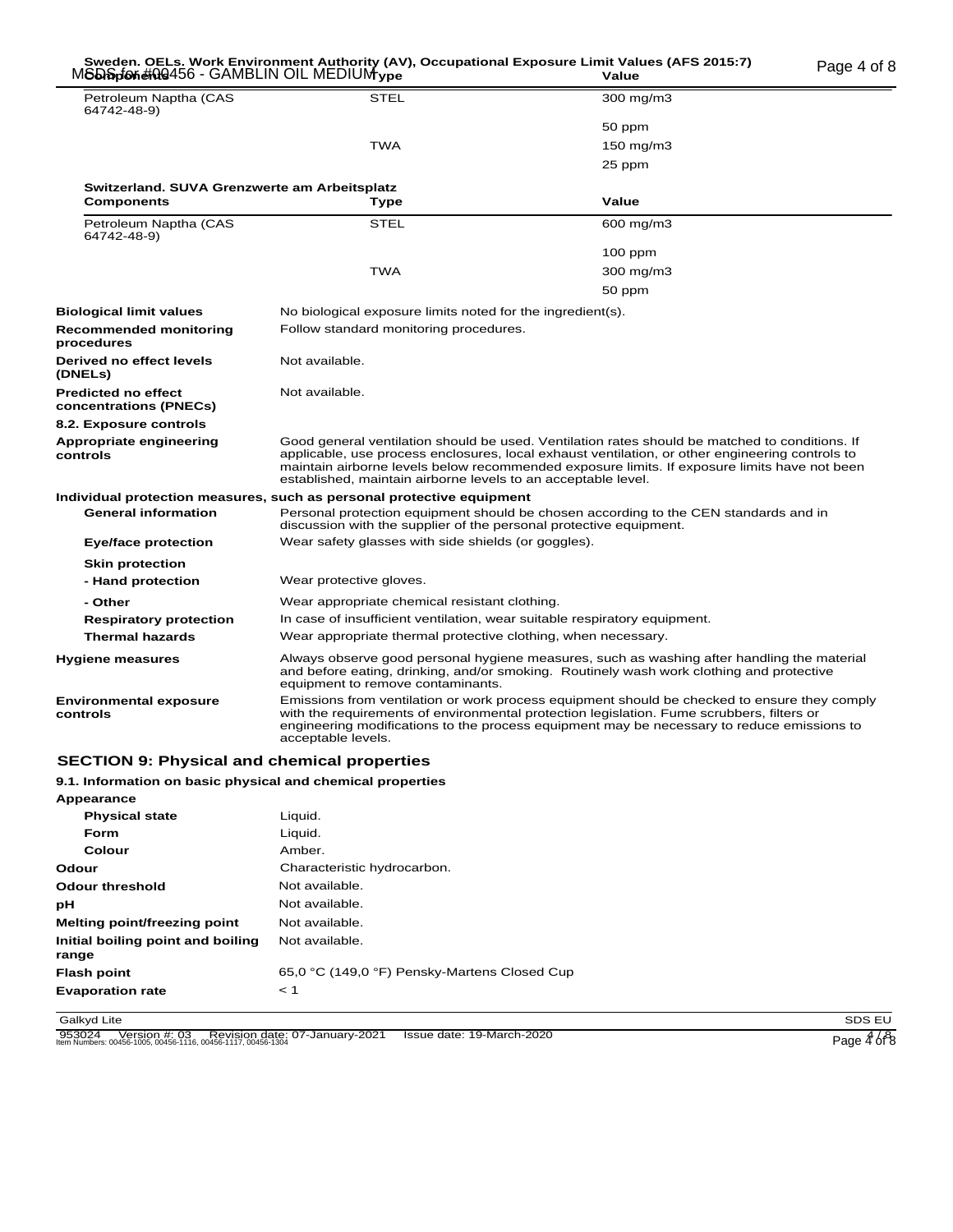**Sweden. OELs. Work Environment Authority (AV), Occupational Exposure Limit Values (AFS 2015:7)**

| Components | Type | Value |
|---|---|---|
| Petroleum Naptha (CAS 64742-48-9) | STEL | 300 mg/m3 |
| | | 50 ppm |
| | TWA | 150 mg/m3 |
| | | 25 ppm |

**Switzerland. SUVA Grenzwerte am Arbeitsplatz**

| Components | Type | Value |
|---|---|---|
| Petroleum Naptha (CAS 64742-48-9) | STEL | 600 mg/m3 |
| | | 100 ppm |
| | TWA | 300 mg/m3 |
| | | 50 ppm |

**Biological limit values** No biological exposure limits noted for the ingredient(s).

**Recommended monitoring procedures** Follow standard monitoring procedures.

**Derived no effect levels (DNELs)** Not available.

**Predicted no effect concentrations (PNECs)** Not available.

**8.2. Exposure controls**

**Appropriate engineering controls** Good general ventilation should be used. Ventilation rates should be matched to conditions. If applicable, use process enclosures, local exhaust ventilation, or other engineering controls to maintain airborne levels below recommended exposure limits. If exposure limits have not been established, maintain airborne levels to an acceptable level.

**Individual protection measures, such as personal protective equipment**

**General information** Personal protection equipment should be chosen according to the CEN standards and in discussion with the supplier of the personal protective equipment.

**Eye/face protection** Wear safety glasses with side shields (or goggles).

**Skin protection**

**- Hand protection** Wear protective gloves.

**- Other** Wear appropriate chemical resistant clothing.

**Respiratory protection** In case of insufficient ventilation, wear suitable respiratory equipment.

**Thermal hazards** Wear appropriate thermal protective clothing, when necessary.

**Hygiene measures** Always observe good personal hygiene measures, such as washing after handling the material and before eating, drinking, and/or smoking. Routinely wash work clothing and protective equipment to remove contaminants.

**Environmental exposure controls** Emissions from ventilation or work process equipment should be checked to ensure they comply with the requirements of environmental protection legislation. Fume scrubbers, filters or engineering modifications to the process equipment may be necessary to reduce emissions to acceptable levels.

## SECTION 9: Physical and chemical properties

**9.1. Information on basic physical and chemical properties**

**Appearance**

| | |
|---|---|
| **Physical state** | Liquid. |
| **Form** | Liquid. |
| **Colour** | Amber. |
| **Odour** | Characteristic hydrocarbon. |
| **Odour threshold** | Not available. |
| **pH** | Not available. |
| **Melting point/freezing point** | Not available. |
| **Initial boiling point and boiling range** | Not available. |
| **Flash point** | 65,0 °C (149,0 °F) Pensky-Martens Closed Cup |
| **Evaporation rate** | < 1 |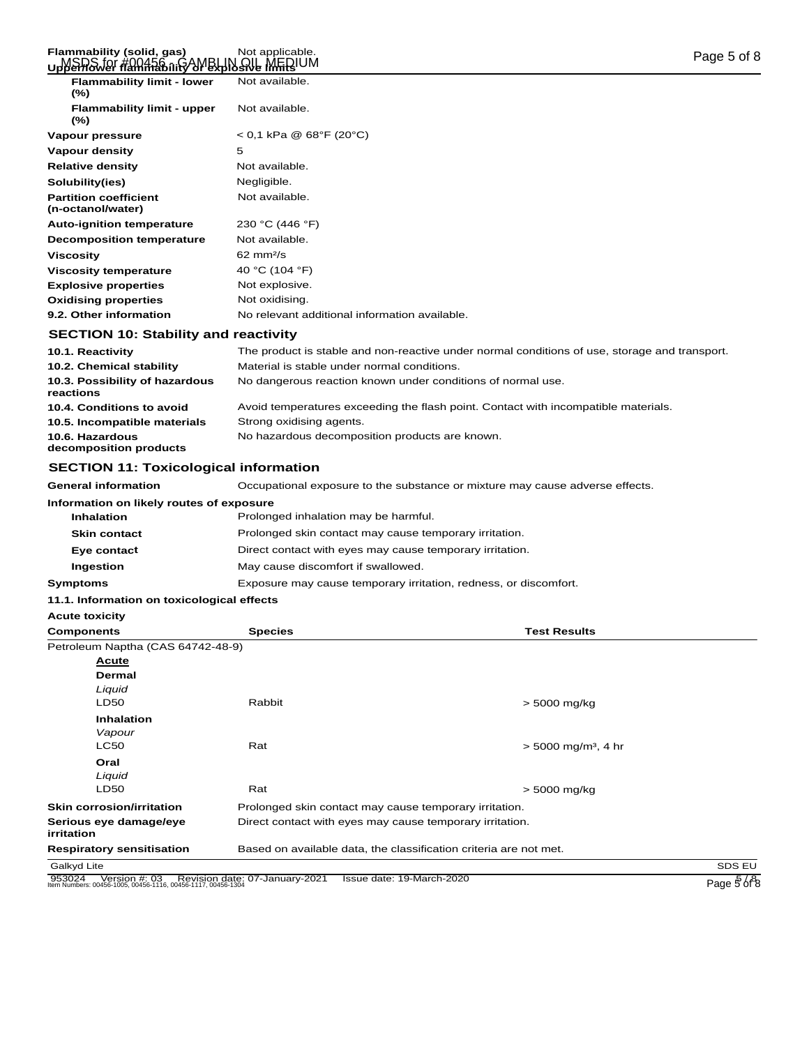| | |
|---|---|
| **Flammability (solid, gas)** | Not applicable. |
| **Upper/lower flammability or explosive limits** | |
| **Flammability limit - lower (%)** | Not available. |
| **Flammability limit - upper (%)** | Not available. |
| **Vapour pressure** | < 0,1 kPa @ 68°F (20°C) |
| **Vapour density** | 5 |
| **Relative density** | Not available. |
| **Solubility(ies)** | Negligible. |
| **Partition coefficient (n-octanol/water)** | Not available. |
| **Auto-ignition temperature** | 230 °C (446 °F) |
| **Decomposition temperature** | Not available. |
| **Viscosity** | 62 mm²/s |
| **Viscosity temperature** | 40 °C (104 °F) |
| **Explosive properties** | Not explosive. |
| **Oxidising properties** | Not oxidising. |
| **9.2. Other information** | No relevant additional information available. |

## SECTION 10: Stability and reactivity

| | |
|---|---|
| **10.1. Reactivity** | The product is stable and non-reactive under normal conditions of use, storage and transport. |
| **10.2. Chemical stability** | Material is stable under normal conditions. |
| **10.3. Possibility of hazardous reactions** | No dangerous reaction known under conditions of normal use. |
| **10.4. Conditions to avoid** | Avoid temperatures exceeding the flash point. Contact with incompatible materials. |
| **10.5. Incompatible materials** | Strong oxidising agents. |
| **10.6. Hazardous decomposition products** | No hazardous decomposition products are known. |

## SECTION 11: Toxicological information

| | |
|---|---|
| **General information** | Occupational exposure to the substance or mixture may cause adverse effects. |

**Information on likely routes of exposure**

| | |
|---|---|
| **Inhalation** | Prolonged inhalation may be harmful. |
| **Skin contact** | Prolonged skin contact may cause temporary irritation. |
| **Eye contact** | Direct contact with eyes may cause temporary irritation. |
| **Ingestion** | May cause discomfort if swallowed. |
| **Symptoms** | Exposure may cause temporary irritation, redness, or discomfort. |

**11.1. Information on toxicological effects**

**Acute toxicity**

| Components | Species | Test Results |
|---|---|---|
| Petroleum Naptha (CAS 64742-48-9) | | |
| **Acute** | | |
| **Dermal** | | |
| *Liquid* | | |
| LD50 | Rabbit | > 5000 mg/kg |
| **Inhalation** | | |
| *Vapour* | | |
| LC50 | Rat | > 5000 mg/m³, 4 hr |
| **Oral** | | |
| *Liquid* | | |
| LD50 | Rat | > 5000 mg/kg |

| | |
|---|---|
| **Skin corrosion/irritation** | Prolonged skin contact may cause temporary irritation. |
| **Serious eye damage/eye irritation** | Direct contact with eyes may cause temporary irritation. |
| **Respiratory sensitisation** | Based on available data, the classification criteria are not met. |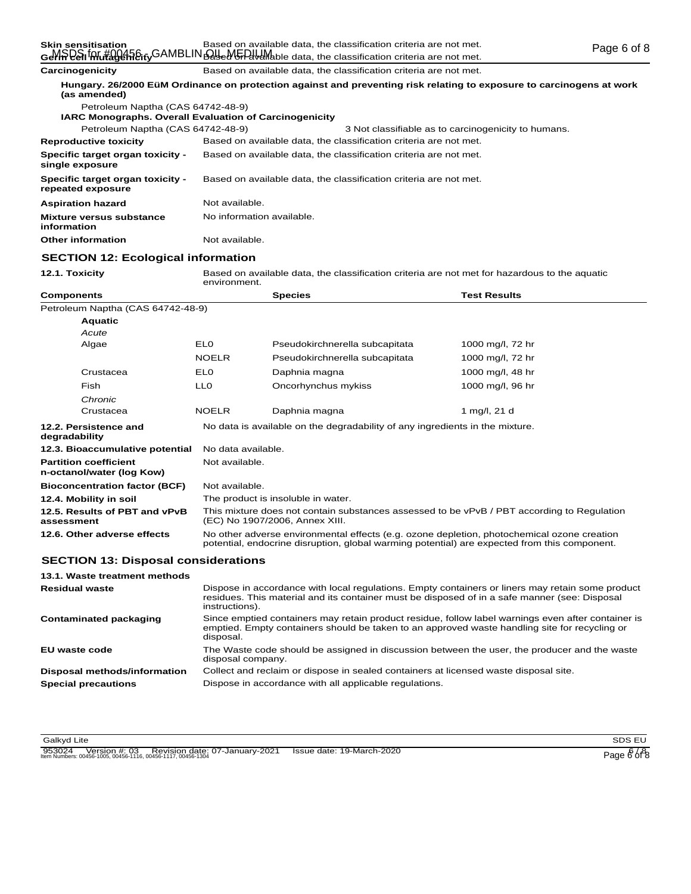| | |
|---|---|
| **Skin sensitisation** | Based on available data, the classification criteria are not met. |
| **Germ cell mutagenicity** | Based on available data, the classification criteria are not met. |
| **Carcinogenicity** | Based on available data, the classification criteria are not met. |

**Hungary. 26/2000 EüM Ordinance on protection against and preventing risk relating to exposure to carcinogens at work (as amended)**

Petroleum Naptha (CAS 64742-48-9)

**IARC Monographs. Overall Evaluation of Carcinogenicity**

Petroleum Naptha (CAS 64742-48-9) — 3 Not classifiable as to carcinogenicity to humans.

| | |
|---|---|
| **Reproductive toxicity** | Based on available data, the classification criteria are not met. |
| **Specific target organ toxicity - single exposure** | Based on available data, the classification criteria are not met. |
| **Specific target organ toxicity - repeated exposure** | Based on available data, the classification criteria are not met. |
| **Aspiration hazard** | Not available. |
| **Mixture versus substance information** | No information available. |
| **Other information** | Not available. |

## SECTION 12: Ecological information

**12.1. Toxicity** — Based on available data, the classification criteria are not met for hazardous to the aquatic environment.

| Components | | Species | Test Results |
|---|---|---|---|
| Petroleum Naptha (CAS 64742-48-9) | | | |
| **Aquatic** | | | |
| *Acute* | | | |
| Algae | EL0 | Pseudokirchnerella subcapitata | 1000 mg/l, 72 hr |
| | NOELR | Pseudokirchnerella subcapitata | 1000 mg/l, 72 hr |
| Crustacea | EL0 | Daphnia magna | 1000 mg/l, 48 hr |
| Fish | LL0 | Oncorhynchus mykiss | 1000 mg/l, 96 hr |
| *Chronic* | | | |
| Crustacea | NOELR | Daphnia magna | 1 mg/l, 21 d |

| | |
|---|---|
| **12.2. Persistence and degradability** | No data is available on the degradability of any ingredients in the mixture. |
| **12.3. Bioaccumulative potential** | No data available. |
| **Partition coefficient n-octanol/water (log Kow)** | Not available. |
| **Bioconcentration factor (BCF)** | Not available. |
| **12.4. Mobility in soil** | The product is insoluble in water. |
| **12.5. Results of PBT and vPvB assessment** | This mixture does not contain substances assessed to be vPvB / PBT according to Regulation (EC) No 1907/2006, Annex XIII. |
| **12.6. Other adverse effects** | No other adverse environmental effects (e.g. ozone depletion, photochemical ozone creation potential, endocrine disruption, global warming potential) are expected from this component. |

## SECTION 13: Disposal considerations

**13.1. Waste treatment methods**

| | |
|---|---|
| **Residual waste** | Dispose in accordance with local regulations. Empty containers or liners may retain some product residues. This material and its container must be disposed of in a safe manner (see: Disposal instructions). |
| **Contaminated packaging** | Since emptied containers may retain product residue, follow label warnings even after container is emptied. Empty containers should be taken to an approved waste handling site for recycling or disposal. |
| **EU waste code** | The Waste code should be assigned in discussion between the user, the producer and the waste disposal company. |
| **Disposal methods/information** | Collect and reclaim or dispose in sealed containers at licensed waste disposal site. |
| **Special precautions** | Dispose in accordance with all applicable regulations. |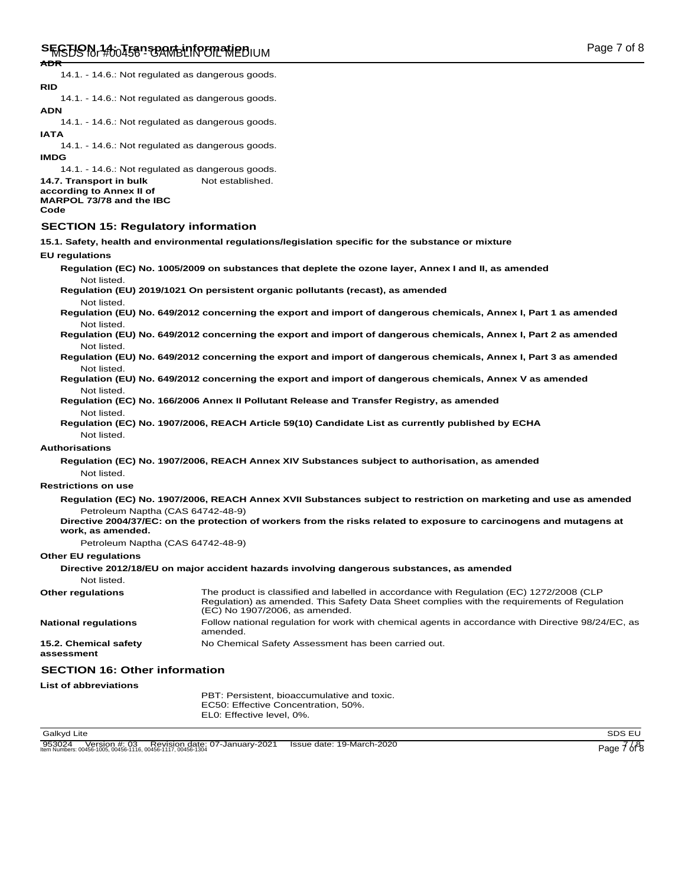## SECTION 14: Transport information

**ADR**

14.1. - 14.6.: Not regulated as dangerous goods.

**RID**

14.1. - 14.6.: Not regulated as dangerous goods.

**ADN**

14.1. - 14.6.: Not regulated as dangerous goods.

**IATA**

14.1. - 14.6.: Not regulated as dangerous goods.

**IMDG**

14.1. - 14.6.: Not regulated as dangerous goods.

**14.7. Transport in bulk according to Annex II of MARPOL 73/78 and the IBC Code** Not established.

## SECTION 15: Regulatory information

**15.1. Safety, health and environmental regulations/legislation specific for the substance or mixture**

**EU regulations**

**Regulation (EC) No. 1005/2009 on substances that deplete the ozone layer, Annex I and II, as amended**

Not listed.

**Regulation (EU) 2019/1021 On persistent organic pollutants (recast), as amended**

Not listed.

**Regulation (EU) No. 649/2012 concerning the export and import of dangerous chemicals, Annex I, Part 1 as amended**

Not listed.

**Regulation (EU) No. 649/2012 concerning the export and import of dangerous chemicals, Annex I, Part 2 as amended**

Not listed.

**Regulation (EU) No. 649/2012 concerning the export and import of dangerous chemicals, Annex I, Part 3 as amended**

Not listed.

**Regulation (EU) No. 649/2012 concerning the export and import of dangerous chemicals, Annex V as amended**

Not listed.

**Regulation (EC) No. 166/2006 Annex II Pollutant Release and Transfer Registry, as amended**

Not listed.

**Regulation (EC) No. 1907/2006, REACH Article 59(10) Candidate List as currently published by ECHA**

Not listed.

**Authorisations**

**Regulation (EC) No. 1907/2006, REACH Annex XIV Substances subject to authorisation, as amended**

Not listed.

**Restrictions on use**

**Regulation (EC) No. 1907/2006, REACH Annex XVII Substances subject to restriction on marketing and use as amended**

Petroleum Naptha (CAS 64742-48-9)

**Directive 2004/37/EC: on the protection of workers from the risks related to exposure to carcinogens and mutagens at work, as amended.**

Petroleum Naptha (CAS 64742-48-9)

**Other EU regulations**

**Directive 2012/18/EU on major accident hazards involving dangerous substances, as amended**

Not listed.

**Other regulations** The product is classified and labelled in accordance with Regulation (EC) 1272/2008 (CLP Regulation) as amended. This Safety Data Sheet complies with the requirements of Regulation (EC) No 1907/2006, as amended.

**National regulations** Follow national regulation for work with chemical agents in accordance with Directive 98/24/EC, as amended.

**15.2. Chemical safety assessment** No Chemical Safety Assessment has been carried out.

## SECTION 16: Other information

**List of abbreviations**

PBT: Persistent, bioaccumulative and toxic.
EC50: Effective Concentration, 50%.
EL0: Effective level, 0%.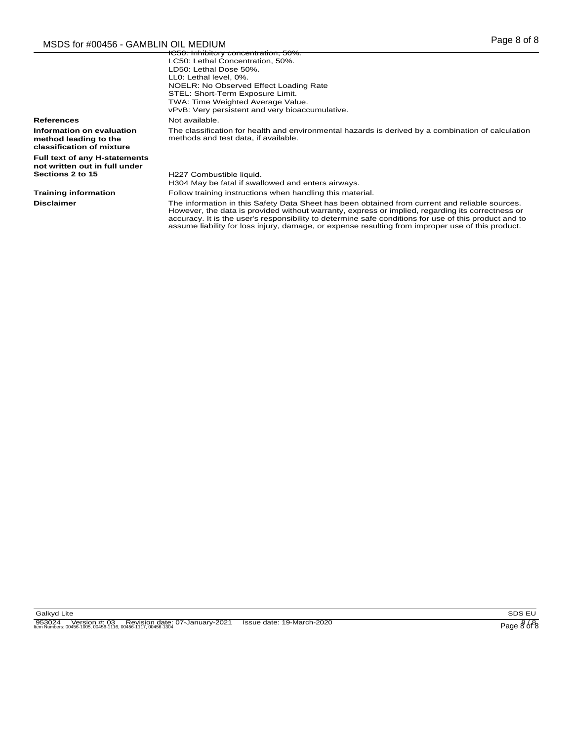IC50: Inhibitory concentration, 50%.
LC50: Lethal Concentration, 50%.
LD50: Lethal Dose 50%.
LL0: Lethal level, 0%.
NOELR: No Observed Effect Loading Rate
STEL: Short-Term Exposure Limit.
TWA: Time Weighted Average Value.
vPvB: Very persistent and very bioaccumulative.

**References**
Not available.

**Information on evaluation method leading to the classification of mixture**
The classification for health and environmental hazards is derived by a combination of calculation methods and test data, if available.

**Full text of any H-statements not written out in full under Sections 2 to 15**
H227 Combustible liquid.
H304 May be fatal if swallowed and enters airways.

**Training information**
Follow training instructions when handling this material.

**Disclaimer**
The information in this Safety Data Sheet has been obtained from current and reliable sources. However, the data is provided without warranty, express or implied, regarding its correctness or accuracy. It is the user's responsibility to determine safe conditions for use of this product and to assume liability for loss injury, damage, or expense resulting from improper use of this product.